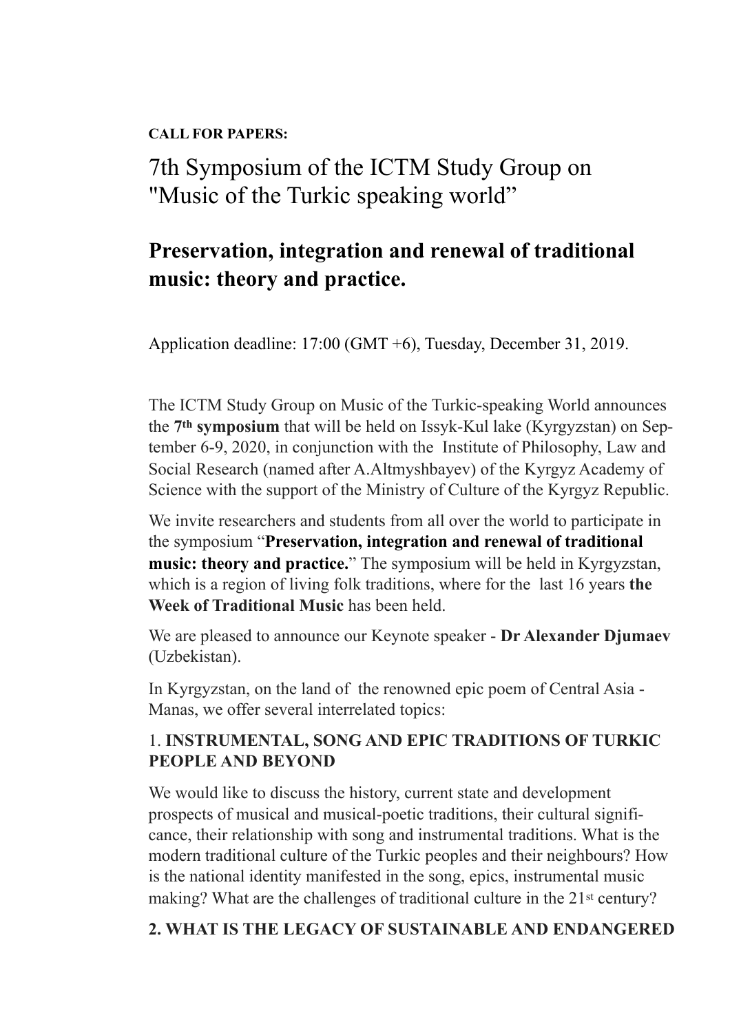**CALL FOR PAPERS:**

# 7th Symposium of the ICTM Study Group on "Music of the Turkic speaking world"

## Preservation, integration and renewal of traditional music: theory and practice.

Application deadline: 17:00 (GMT +6), Tuesday, December 31, 2019.

The ICTM Study Group on Music of the Turkic-speaking World announces the **7th symposium** that will be held on Issyk-Kul lake (Kyrgyzstan) on September 6-9, 2020, in conjunction with the Institute of Philosophy, Law and Social Research (named after A.Altmyshbayev) of the Kyrgyz Academy of Science with the support of the Ministry of Culture of the Kyrgyz Republic.

We invite researchers and students from all over the world to participate in the symposium "**Preservation, integration and renewal of traditional music: theory and practice.**" The symposium will be held in Kyrgyzstan, which is a region of living folk traditions, where for the last 16 years **the Week of Traditional Music** has been held.

We are pleased to announce our Keynote speaker - **Dr Alexander Djumaev** (Uzbekistan).

In Kyrgyzstan, on the land of the renowned epic poem of Central Asia - Manas, we offer several interrelated topics:

### 1. INSTRUMENTAL, SONG AND EPIC TRADITIONS OF TURKIC PEOPLE AND BEYOND

We would like to discuss the history, current state and development prospects of musical and musical-poetic traditions, their cultural significance, their relationship with song and instrumental traditions. What is the modern traditional culture of the Turkic peoples and their neighbours? How is the national identity manifested in the song, epics, instrumental music making? What are the challenges of traditional culture in the 21st century?

### 2. WHAT IS THE LEGACY OF SUSTAINABLE AND ENDANGERED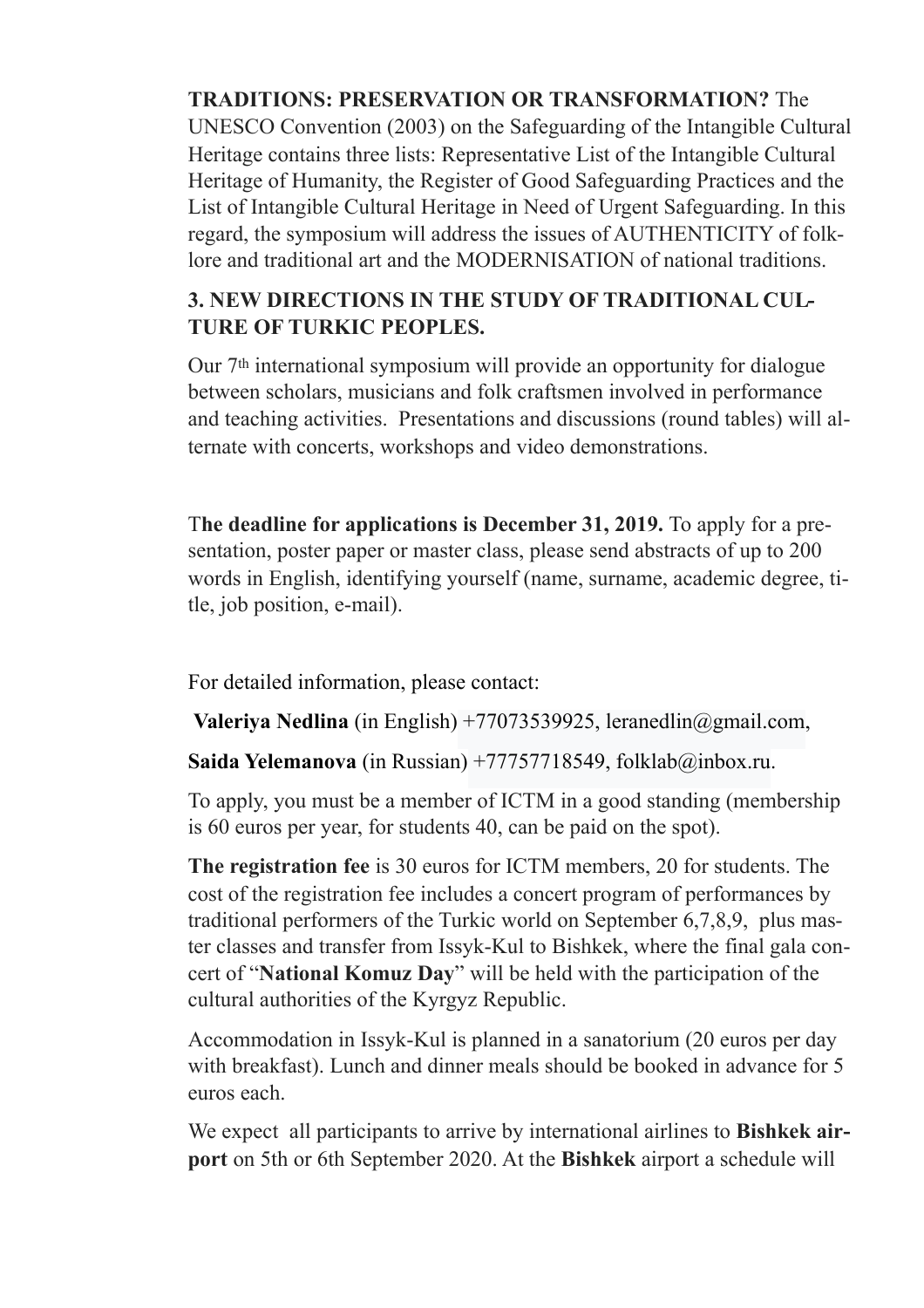**TRADITIONS: PRESERVATION OR TRANSFORMATION?** The UNESCO Convention (2003) on the Safeguarding of the Intangible Cultural Heritage contains three lists: Representative List of the Intangible Cultural Heritage of Humanity, the Register of Good Safeguarding Practices and the List of Intangible Cultural Heritage in Need of Urgent Safeguarding. In this regard, the symposium will address the issues of AUTHENTICITY of folklore and traditional art and the MODERNISATION of national traditions.

**3. NEW DIRECTIONS IN THE STUDY OF TRADITIONAL CULTURE OF TURKIC PEOPLES.**

Our 7th international symposium will provide an opportunity for dialogue between scholars, musicians and folk craftsmen involved in performance and teaching activities. Presentations and discussions (round tables) will alternate with concerts, workshops and video demonstrations.

T**he deadline for applications is December 31, 2019.** To apply for a presentation, poster paper or master class, please send abstracts of up to 200 words in English, identifying yourself (name, surname, academic degree, title, job position, e-mail).

For detailed information, please contact:

**Valeriya Nedlina** (in English) +77073539925, leranedlin@gmail.com,

**Saida Yelemanova** (in Russian) +77757718549, folklab@inbox.ru.

To apply, you must be a member of ICTM in a good standing (membership is 60 euros per year, for students 40, can be paid on the spot).

**The registration fee** is 30 euros for ICTM members, 20 for students. The cost of the registration fee includes a concert program of performances by traditional performers of the Turkic world on September 6,7,8,9, plus master classes and transfer from Issyk-Kul to Bishkek, where the final gala concert of "**National Komuz Day**" will be held with the participation of the cultural authorities of the Kyrgyz Republic.

Accommodation in Issyk-Kul is planned in a sanatorium (20 euros per day with breakfast). Lunch and dinner meals should be booked in advance for 5 euros each.

We expect all participants to arrive by international airlines to **Bishkek airport** on 5th or 6th September 2020. At the **Bishkek** airport a schedule will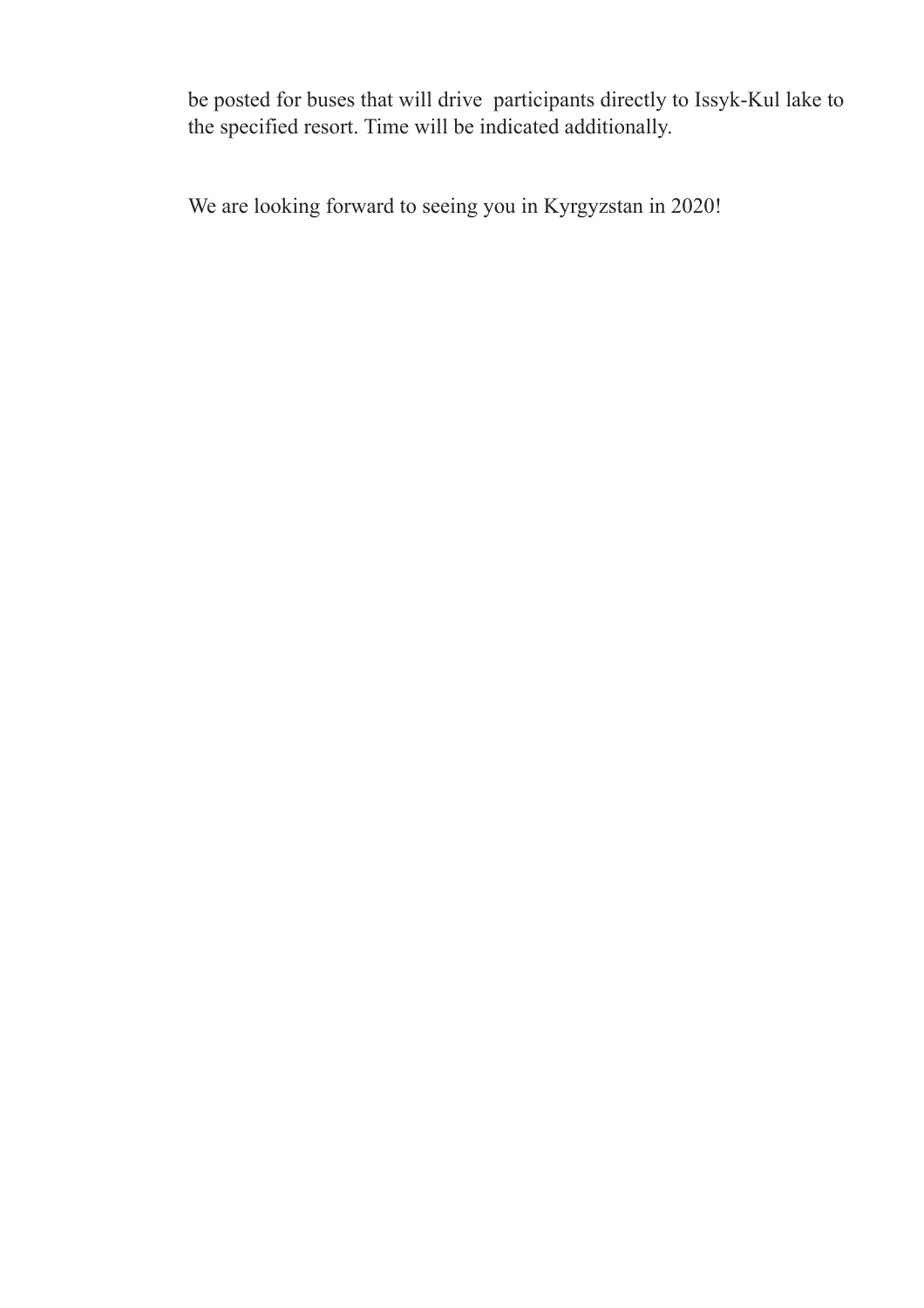be posted for buses that will drive participants directly to Issyk-Kul lake to the specified resort. Time will be indicated additionally.

We are looking forward to seeing you in Kyrgyzstan in 2020!